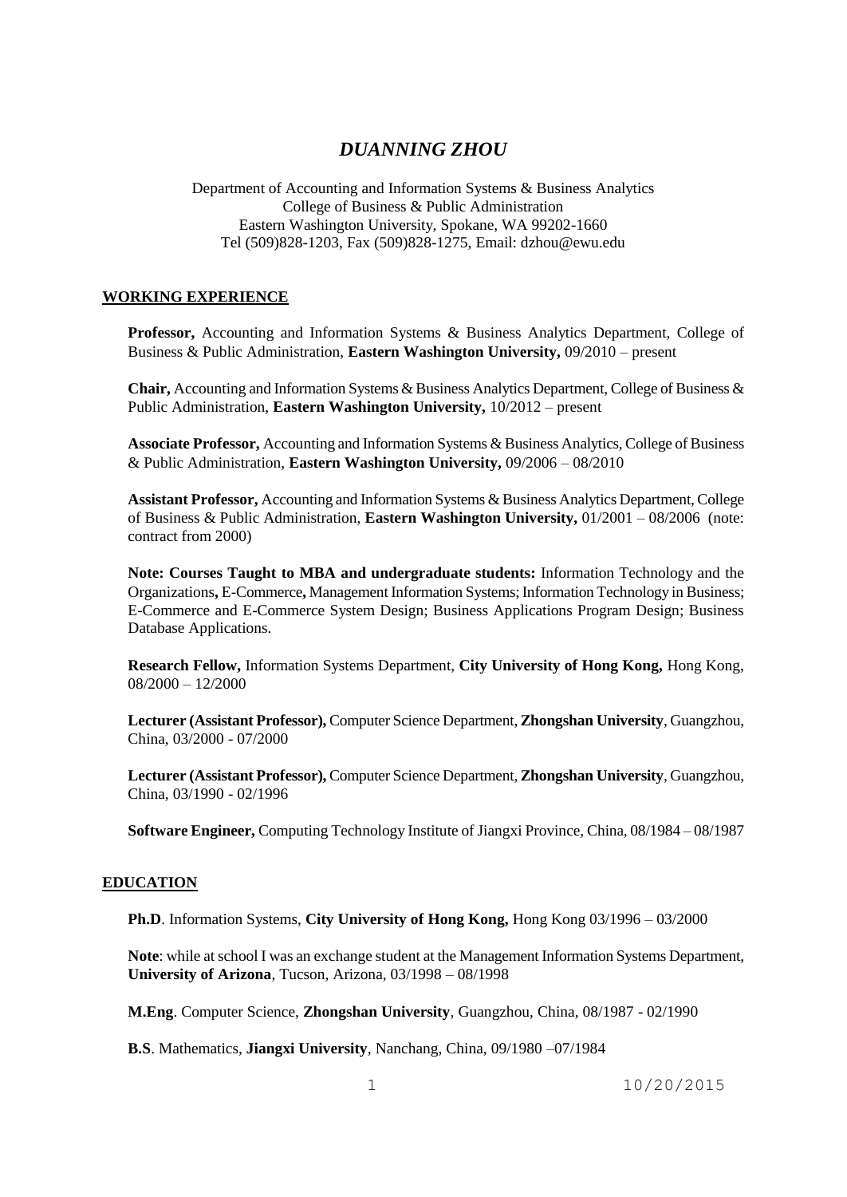# *DUANNING ZHOU*

Department of Accounting and Information Systems & Business Analytics
College of Business & Public Administration
Eastern Washington University, Spokane, WA 99202-1660
Tel (509)828-1203, Fax (509)828-1275, Email: dzhou@ewu.edu

## WORKING EXPERIENCE

**Professor,** Accounting and Information Systems & Business Analytics Department, College of Business & Public Administration, **Eastern Washington University,** 09/2010 – present

**Chair,** Accounting and Information Systems & Business Analytics Department, College of Business & Public Administration, **Eastern Washington University,** 10/2012 – present

**Associate Professor,** Accounting and Information Systems & Business Analytics, College of Business & Public Administration, **Eastern Washington University,** 09/2006 – 08/2010

**Assistant Professor,** Accounting and Information Systems & Business Analytics Department, College of Business & Public Administration, **Eastern Washington University,** 01/2001 – 08/2006 (note: contract from 2000)

**Note: Courses Taught to MBA and undergraduate students:** Information Technology and the Organizations**,** E-Commerce**,** Management Information Systems; Information Technology in Business; E-Commerce and E-Commerce System Design; Business Applications Program Design; Business Database Applications.

**Research Fellow,** Information Systems Department, **City University of Hong Kong,** Hong Kong, 08/2000 – 12/2000

**Lecturer (Assistant Professor),** Computer Science Department, **Zhongshan University**, Guangzhou, China, 03/2000 - 07/2000

**Lecturer (Assistant Professor),** Computer Science Department, **Zhongshan University**, Guangzhou, China, 03/1990 - 02/1996

**Software Engineer,** Computing Technology Institute of Jiangxi Province, China, 08/1984 – 08/1987

## EDUCATION

**Ph.D**. Information Systems, **City University of Hong Kong,** Hong Kong 03/1996 – 03/2000

**Note**: while at school I was an exchange student at the Management Information Systems Department, **University of Arizona**, Tucson, Arizona, 03/1998 – 08/1998

**M.Eng**. Computer Science, **Zhongshan University**, Guangzhou, China, 08/1987 - 02/1990

**B.S**. Mathematics, **Jiangxi University**, Nanchang, China, 09/1980 –07/1984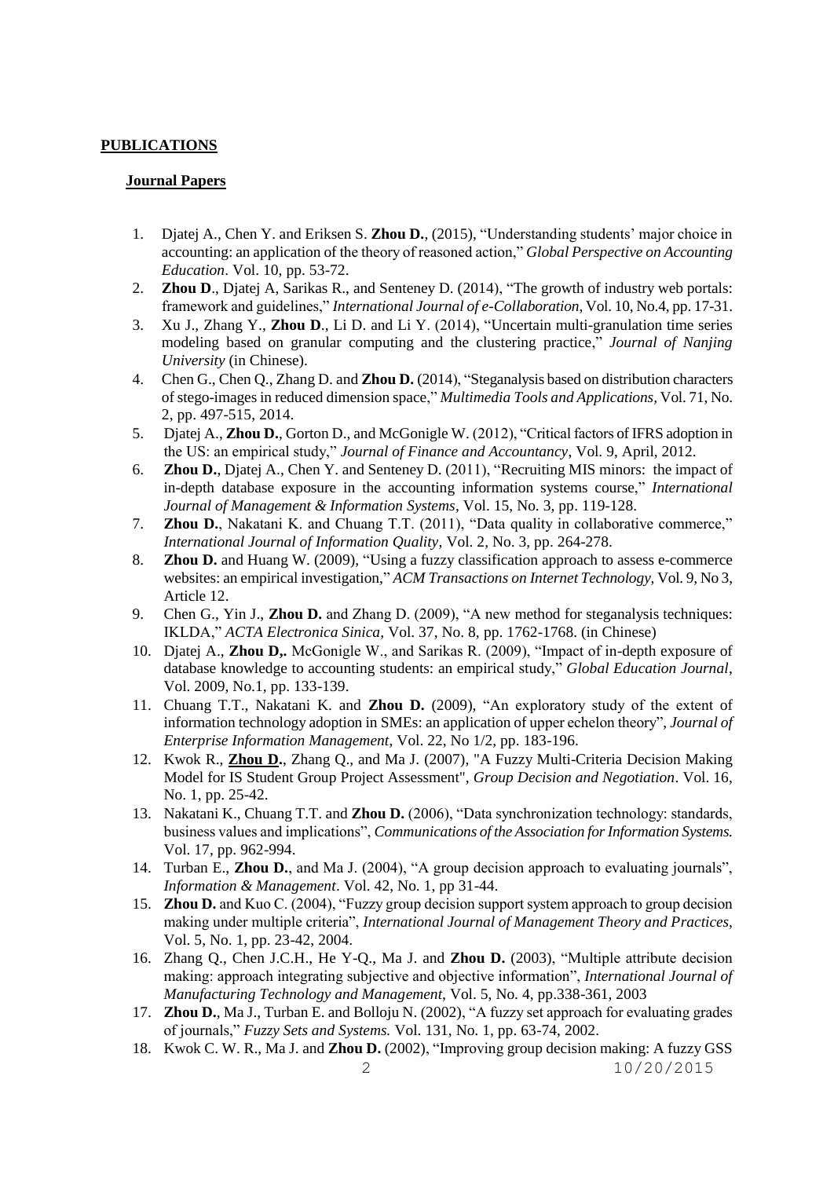## PUBLICATIONS

### Journal Papers

1. Djatej A., Chen Y. and Eriksen S. **Zhou D.**, (2015), "Understanding students' major choice in accounting: an application of the theory of reasoned action," *Global Perspective on Accounting Education*. Vol. 10, pp. 53-72.
2. **Zhou D**., Djatej A, Sarikas R., and Senteney D. (2014), "The growth of industry web portals: framework and guidelines," *International Journal of e-Collaboration*, Vol. 10, No.4, pp. 17-31.
3. Xu J., Zhang Y., **Zhou D**., Li D. and Li Y. (2014), "Uncertain multi-granulation time series modeling based on granular computing and the clustering practice," *Journal of Nanjing University* (in Chinese).
4. Chen G., Chen Q., Zhang D. and **Zhou D.** (2014), "Steganalysis based on distribution characters of stego-images in reduced dimension space," *Multimedia Tools and Applications,* Vol. 71, No. 2, pp. 497-515, 2014.
5. Djatej A., **Zhou D.**, Gorton D., and McGonigle W. (2012), "Critical factors of IFRS adoption in the US: an empirical study," *Journal of Finance and Accountancy*, Vol. 9, April, 2012.
6. **Zhou D.**, Djatej A., Chen Y. and Senteney D. (2011), "Recruiting MIS minors: the impact of in-depth database exposure in the accounting information systems course," *International Journal of Management & Information Systems*, Vol. 15, No. 3, pp. 119-128.
7. **Zhou D.**, Nakatani K. and Chuang T.T. (2011), "Data quality in collaborative commerce," *International Journal of Information Quality*, Vol. 2, No. 3, pp. 264-278.
8. **Zhou D.** and Huang W. (2009), "Using a fuzzy classification approach to assess e-commerce websites: an empirical investigation," *ACM Transactions on Internet Technology*, Vol. 9, No 3, Article 12.
9. Chen G., Yin J., **Zhou D.** and Zhang D. (2009), "A new method for steganalysis techniques: IKLDA," *ACTA Electronica Sinica*, Vol. 37, No. 8, pp. 1762-1768. (in Chinese)
10. Djatej A., **Zhou D,.** McGonigle W., and Sarikas R. (2009), "Impact of in-depth exposure of database knowledge to accounting students: an empirical study," *Global Education Journal*, Vol. 2009, No.1, pp. 133-139.
11. Chuang T.T., Nakatani K. and **Zhou D.** (2009), "An exploratory study of the extent of information technology adoption in SMEs: an application of upper echelon theory", *Journal of Enterprise Information Management*, Vol. 22, No 1/2, pp. 183-196.
12. Kwok R., **Zhou D.**, Zhang Q., and Ma J. (2007), "A Fuzzy Multi-Criteria Decision Making Model for IS Student Group Project Assessment", *Group Decision and Negotiation*. Vol. 16, No. 1, pp. 25-42.
13. Nakatani K., Chuang T.T. and **Zhou D.** (2006), "Data synchronization technology: standards, business values and implications", *Communications of the Association for Information Systems.* Vol. 17, pp. 962-994.
14. Turban E., **Zhou D.**, and Ma J. (2004), "A group decision approach to evaluating journals", *Information & Management*. Vol. 42, No. 1, pp 31-44.
15. **Zhou D.** and Kuo C. (2004), "Fuzzy group decision support system approach to group decision making under multiple criteria", *International Journal of Management Theory and Practices*, Vol. 5, No. 1, pp. 23-42, 2004.
16. Zhang Q., Chen J.C.H., He Y-Q., Ma J. and **Zhou D.** (2003), "Multiple attribute decision making: approach integrating subjective and objective information", *International Journal of Manufacturing Technology and Management*, Vol. 5, No. 4, pp.338-361, 2003
17. **Zhou D.**, Ma J., Turban E. and Bolloju N. (2002), "A fuzzy set approach for evaluating grades of journals," *Fuzzy Sets and Systems.* Vol. 131, No. 1, pp. 63-74, 2002.
18. Kwok C. W. R., Ma J. and **Zhou D.** (2002), "Improving group decision making: A fuzzy GSS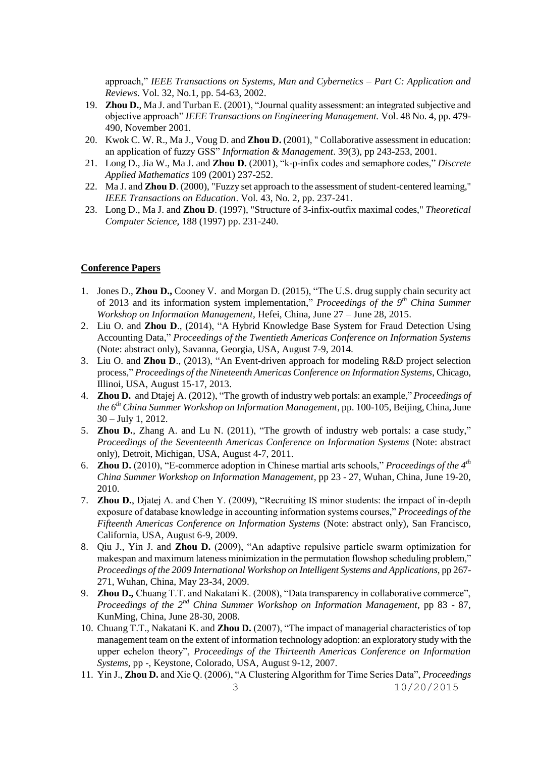approach," *IEEE Transactions on Systems, Man and Cybernetics – Part C: Application and Reviews*. Vol. 32, No.1, pp. 54-63, 2002.

19. **Zhou D.**, Ma J. and Turban E. (2001), "Journal quality assessment: an integrated subjective and objective approach" *IEEE Transactions on Engineering Management.* Vol. 48 No. 4, pp. 479-490, November 2001.
20. Kwok C. W. R., Ma J., Voug D. and **Zhou D.** (2001), " Collaborative assessment in education: an application of fuzzy GSS" *Information & Management*. 39(3), pp 243-253, 2001.
21. Long D., Jia W., Ma J. and **Zhou D.** (2001), "k-p-infix codes and semaphore codes," *Discrete Applied Mathematics* 109 (2001) 237-252.
22. Ma J. and **Zhou D**. (2000), "Fuzzy set approach to the assessment of student-centered learning," *IEEE Transactions on Education*. Vol. 43, No. 2, pp. 237-241.
23. Long D., Ma J. and **Zhou D**. (1997), "Structure of 3-infix-outfix maximal codes," *Theoretical Computer Science,* 188 (1997) pp. 231-240.

## Conference Papers

1. Jones D., **Zhou D.,** Cooney V. and Morgan D. (2015), "The U.S. drug supply chain security act of 2013 and its information system implementation," *Proceedings of the 9th China Summer Workshop on Information Management*, Hefei, China, June 27 – June 28, 2015.
2. Liu O. and **Zhou D**., (2014), "A Hybrid Knowledge Base System for Fraud Detection Using Accounting Data," *Proceedings of the Twentieth Americas Conference on Information Systems* (Note: abstract only), Savanna, Georgia, USA, August 7-9, 2014.
3. Liu O. and **Zhou D**., (2013), "An Event-driven approach for modeling R&D project selection process," *Proceedings of the Nineteenth Americas Conference on Information Systems*, Chicago, Illinoi, USA, August 15-17, 2013.
4. **Zhou D.** and Dtajej A. (2012), "The growth of industry web portals: an example," *Proceedings of the 6th China Summer Workshop on Information Management*, pp. 100-105, Beijing, China, June 30 – July 1, 2012.
5. **Zhou D.**, Zhang A. and Lu N. (2011), "The growth of industry web portals: a case study," *Proceedings of the Seventeenth Americas Conference on Information Systems* (Note: abstract only), Detroit, Michigan, USA, August 4-7, 2011.
6. **Zhou D.** (2010), "E-commerce adoption in Chinese martial arts schools," *Proceedings of the 4th China Summer Workshop on Information Management*, pp 23 - 27, Wuhan, China, June 19-20, 2010.
7. **Zhou D.**, Djatej A. and Chen Y. (2009), "Recruiting IS minor students: the impact of in-depth exposure of database knowledge in accounting information systems courses," *Proceedings of the Fifteenth Americas Conference on Information Systems* (Note: abstract only), San Francisco, California, USA, August 6-9, 2009.
8. Qiu J., Yin J. and **Zhou D.** (2009), "An adaptive repulsive particle swarm optimization for makespan and maximum lateness minimization in the permutation flowshop scheduling problem," *Proceedings of the 2009 International Workshop on Intelligent Systems and Applications*, pp 267-271, Wuhan, China, May 23-34, 2009.
9. **Zhou D.,** Chuang T.T. and Nakatani K. (2008), "Data transparency in collaborative commerce", *Proceedings of the 2nd China Summer Workshop on Information Management*, pp 83 - 87, KunMing, China, June 28-30, 2008.
10. Chuang T.T., Nakatani K. and **Zhou D.** (2007), "The impact of managerial characteristics of top management team on the extent of information technology adoption: an exploratory study with the upper echelon theory", *Proceedings of the Thirteenth Americas Conference on Information Systems*, pp -, Keystone, Colorado, USA, August 9-12, 2007.
11. Yin J., **Zhou D.** and Xie Q. (2006), "A Clustering Algorithm for Time Series Data", *Proceedings*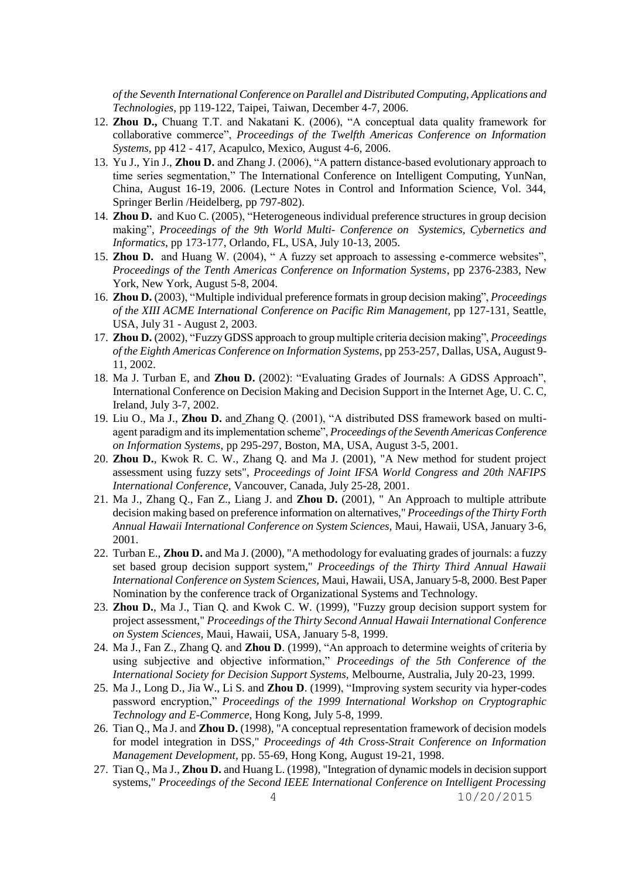*of the Seventh International Conference on Parallel and Distributed Computing, Applications and Technologies*, pp 119-122, Taipei, Taiwan, December 4-7, 2006.

12. **Zhou D.,** Chuang T.T. and Nakatani K. (2006), "A conceptual data quality framework for collaborative commerce", *Proceedings of the Twelfth Americas Conference on Information Systems*, pp 412 - 417, Acapulco, Mexico, August 4-6, 2006.
13. Yu J., Yin J., **Zhou D.** and Zhang J. (2006), "A pattern distance-based evolutionary approach to time series segmentation," The International Conference on Intelligent Computing, YunNan, China, August 16-19, 2006. (Lecture Notes in Control and Information Science, Vol. 344, Springer Berlin /Heidelberg, pp 797-802).
14. **Zhou D.** and Kuo C. (2005), "Heterogeneous individual preference structures in group decision making", *Proceedings of the 9th World Multi- Conference on Systemics, Cybernetics and Informatics*, pp 173-177, Orlando, FL, USA, July 10-13, 2005.
15. **Zhou D.** and Huang W. (2004), " A fuzzy set approach to assessing e-commerce websites", *Proceedings of the Tenth Americas Conference on Information Systems*, pp 2376-2383, New York, New York, August 5-8, 2004.
16. **Zhou D.** (2003), "Multiple individual preference formats in group decision making", *Proceedings of the XIII ACME International Conference on Pacific Rim Management*, pp 127-131, Seattle, USA, July 31 - August 2, 2003.
17. **Zhou D.** (2002), "Fuzzy GDSS approach to group multiple criteria decision making", *Proceedings of the Eighth Americas Conference on Information Systems*, pp 253-257, Dallas, USA, August 9-11, 2002.
18. Ma J. Turban E, and **Zhou D.** (2002): "Evaluating Grades of Journals: A GDSS Approach", International Conference on Decision Making and Decision Support in the Internet Age, U. C. C, Ireland, July 3-7, 2002.
19. Liu O., Ma J., **Zhou D.** and Zhang Q. (2001), "A distributed DSS framework based on multi-agent paradigm and its implementation scheme", *Proceedings of the Seventh Americas Conference on Information Systems*, pp 295-297, Boston, MA, USA, August 3-5, 2001.
20. **Zhou D.**, Kwok R. C. W., Zhang Q. and Ma J. (2001), "A New method for student project assessment using fuzzy sets", *Proceedings of Joint IFSA World Congress and 20th NAFIPS International Conference*, Vancouver, Canada, July 25-28, 2001.
21. Ma J., Zhang Q., Fan Z., Liang J. and **Zhou D.** (2001), " An Approach to multiple attribute decision making based on preference information on alternatives," *Proceedings of the Thirty Forth Annual Hawaii International Conference on System Sciences*, Maui, Hawaii, USA, January 3-6, 2001.
22. Turban E., **Zhou D.** and Ma J. (2000), "A methodology for evaluating grades of journals: a fuzzy set based group decision support system," *Proceedings of the Thirty Third Annual Hawaii International Conference on System Sciences*, Maui, Hawaii, USA, January 5-8, 2000. Best Paper Nomination by the conference track of Organizational Systems and Technology.
23. **Zhou D.**, Ma J., Tian Q. and Kwok C. W. (1999), "Fuzzy group decision support system for project assessment," *Proceedings of the Thirty Second Annual Hawaii International Conference on System Sciences*, Maui, Hawaii, USA, January 5-8, 1999.
24. Ma J., Fan Z., Zhang Q. and **Zhou D**. (1999), "An approach to determine weights of criteria by using subjective and objective information," *Proceedings of the 5th Conference of the International Society for Decision Support Systems*, Melbourne, Australia, July 20-23, 1999.
25. Ma J., Long D., Jia W., Li S. and **Zhou D**. (1999), "Improving system security via hyper-codes password encryption," *Proceedings of the 1999 International Workshop on Cryptographic Technology and E-Commerce*, Hong Kong, July 5-8, 1999.
26. Tian Q., Ma J. and **Zhou D.** (1998), "A conceptual representation framework of decision models for model integration in DSS," *Proceedings of 4th Cross-Strait Conference on Information Management Development*, pp. 55-69, Hong Kong, August 19-21, 1998.
27. Tian Q., Ma J., **Zhou D.** and Huang L. (1998), "Integration of dynamic models in decision support systems," *Proceedings of the Second IEEE International Conference on Intelligent Processing*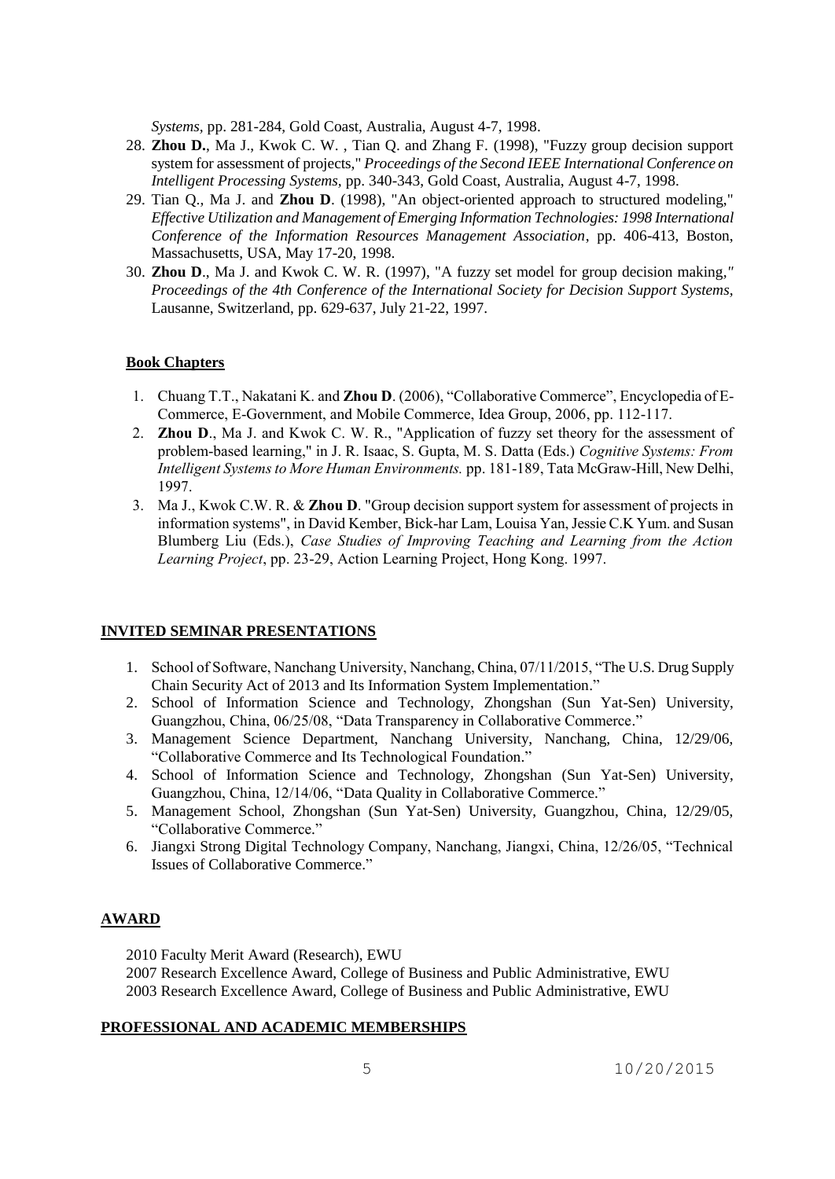*Systems*, pp. 281-284, Gold Coast, Australia, August 4-7, 1998.

28. **Zhou D.**, Ma J., Kwok C. W. , Tian Q. and Zhang F. (1998), "Fuzzy group decision support system for assessment of projects," *Proceedings of the Second IEEE International Conference on Intelligent Processing Systems*, pp. 340-343, Gold Coast, Australia, August 4-7, 1998.
29. Tian Q., Ma J. and **Zhou D**. (1998), "An object-oriented approach to structured modeling," *Effective Utilization and Management of Emerging Information Technologies: 1998 International Conference of the Information Resources Management Association*, pp. 406-413, Boston, Massachusetts, USA, May 17-20, 1998.
30. **Zhou D**., Ma J. and Kwok C. W. R. (1997), "A fuzzy set model for group decision making," *Proceedings of the 4th Conference of the International Society for Decision Support Systems*, Lausanne, Switzerland, pp. 629-637, July 21-22, 1997.

**Book Chapters**

1. Chuang T.T., Nakatani K. and **Zhou D**. (2006), "Collaborative Commerce", Encyclopedia of E-Commerce, E-Government, and Mobile Commerce, Idea Group, 2006, pp. 112-117.
2. **Zhou D**., Ma J. and Kwok C. W. R., "Application of fuzzy set theory for the assessment of problem-based learning," in J. R. Isaac, S. Gupta, M. S. Datta (Eds.) *Cognitive Systems: From Intelligent Systems to More Human Environments.* pp. 181-189, Tata McGraw-Hill, New Delhi, 1997.
3. Ma J., Kwok C.W. R. & **Zhou D**. "Group decision support system for assessment of projects in information systems", in David Kember, Bick-har Lam, Louisa Yan, Jessie C.K Yum. and Susan Blumberg Liu (Eds.), *Case Studies of Improving Teaching and Learning from the Action Learning Project*, pp. 23-29, Action Learning Project, Hong Kong. 1997.

## INVITED SEMINAR PRESENTATIONS

1. School of Software, Nanchang University, Nanchang, China, 07/11/2015, "The U.S. Drug Supply Chain Security Act of 2013 and Its Information System Implementation."
2. School of Information Science and Technology, Zhongshan (Sun Yat-Sen) University, Guangzhou, China, 06/25/08, "Data Transparency in Collaborative Commerce."
3. Management Science Department, Nanchang University, Nanchang, China, 12/29/06, "Collaborative Commerce and Its Technological Foundation."
4. School of Information Science and Technology, Zhongshan (Sun Yat-Sen) University, Guangzhou, China, 12/14/06, "Data Quality in Collaborative Commerce."
5. Management School, Zhongshan (Sun Yat-Sen) University, Guangzhou, China, 12/29/05, "Collaborative Commerce."
6. Jiangxi Strong Digital Technology Company, Nanchang, Jiangxi, China, 12/26/05, "Technical Issues of Collaborative Commerce."

## AWARD

2010 Faculty Merit Award (Research), EWU
2007 Research Excellence Award, College of Business and Public Administrative, EWU
2003 Research Excellence Award, College of Business and Public Administrative, EWU

## PROFESSIONAL AND ACADEMIC MEMBERSHIPS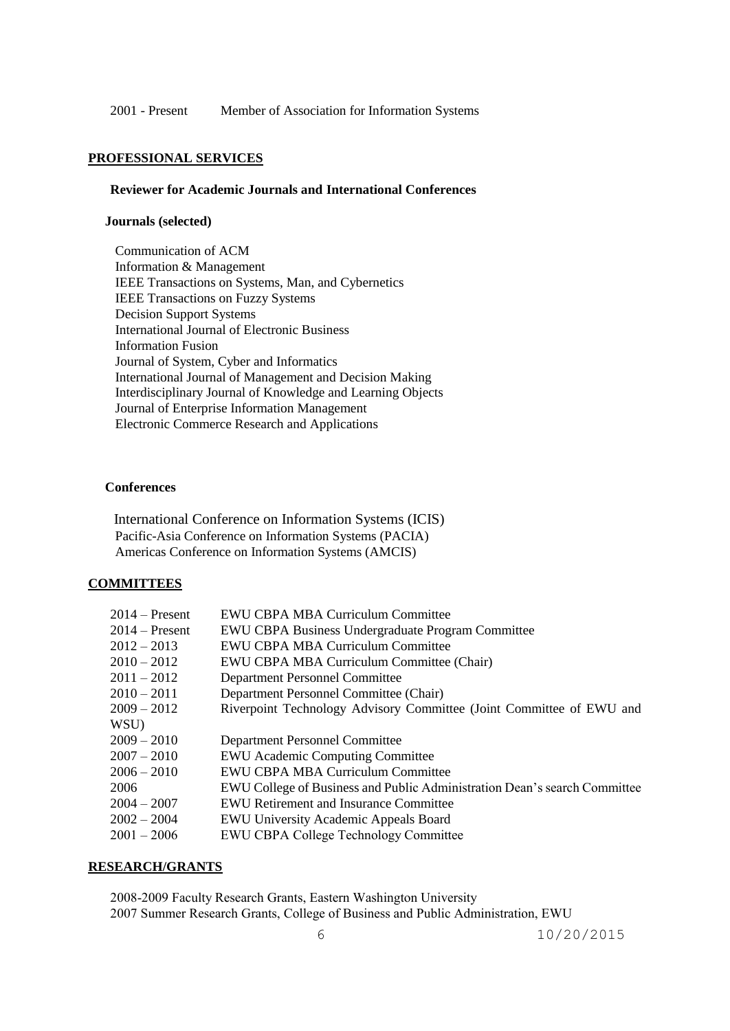2001 - Present Member of Association for Information Systems

## PROFESSIONAL SERVICES

### Reviewer for Academic Journals and International Conferences

**Journals (selected)**

Communication of ACM
Information & Management
IEEE Transactions on Systems, Man, and Cybernetics
IEEE Transactions on Fuzzy Systems
Decision Support Systems
International Journal of Electronic Business
Information Fusion
Journal of System, Cyber and Informatics
International Journal of Management and Decision Making
Interdisciplinary Journal of Knowledge and Learning Objects
Journal of Enterprise Information Management
Electronic Commerce Research and Applications

**Conferences**

International Conference on Information Systems (ICIS)
Pacific-Asia Conference on Information Systems (PACIA)
Americas Conference on Information Systems (AMCIS)

## COMMITTEES

| | |
|---|---|
| 2014 – Present | EWU CBPA MBA Curriculum Committee |
| 2014 – Present | EWU CBPA Business Undergraduate Program Committee |
| 2012 – 2013 | EWU CBPA MBA Curriculum Committee |
| 2010 – 2012 | EWU CBPA MBA Curriculum Committee (Chair) |
| 2011 – 2012 | Department Personnel Committee |
| 2010 – 2011 | Department Personnel Committee (Chair) |
| 2009 – 2012 | Riverpoint Technology Advisory Committee (Joint Committee of EWU and WSU) |
| 2009 – 2010 | Department Personnel Committee |
| 2007 – 2010 | EWU Academic Computing Committee |
| 2006 – 2010 | EWU CBPA MBA Curriculum Committee |
| 2006 | EWU College of Business and Public Administration Dean's search Committee |
| 2004 – 2007 | EWU Retirement and Insurance Committee |
| 2002 – 2004 | EWU University Academic Appeals Board |
| 2001 – 2006 | EWU CBPA College Technology Committee |

## RESEARCH/GRANTS

2008-2009 Faculty Research Grants, Eastern Washington University
2007 Summer Research Grants, College of Business and Public Administration, EWU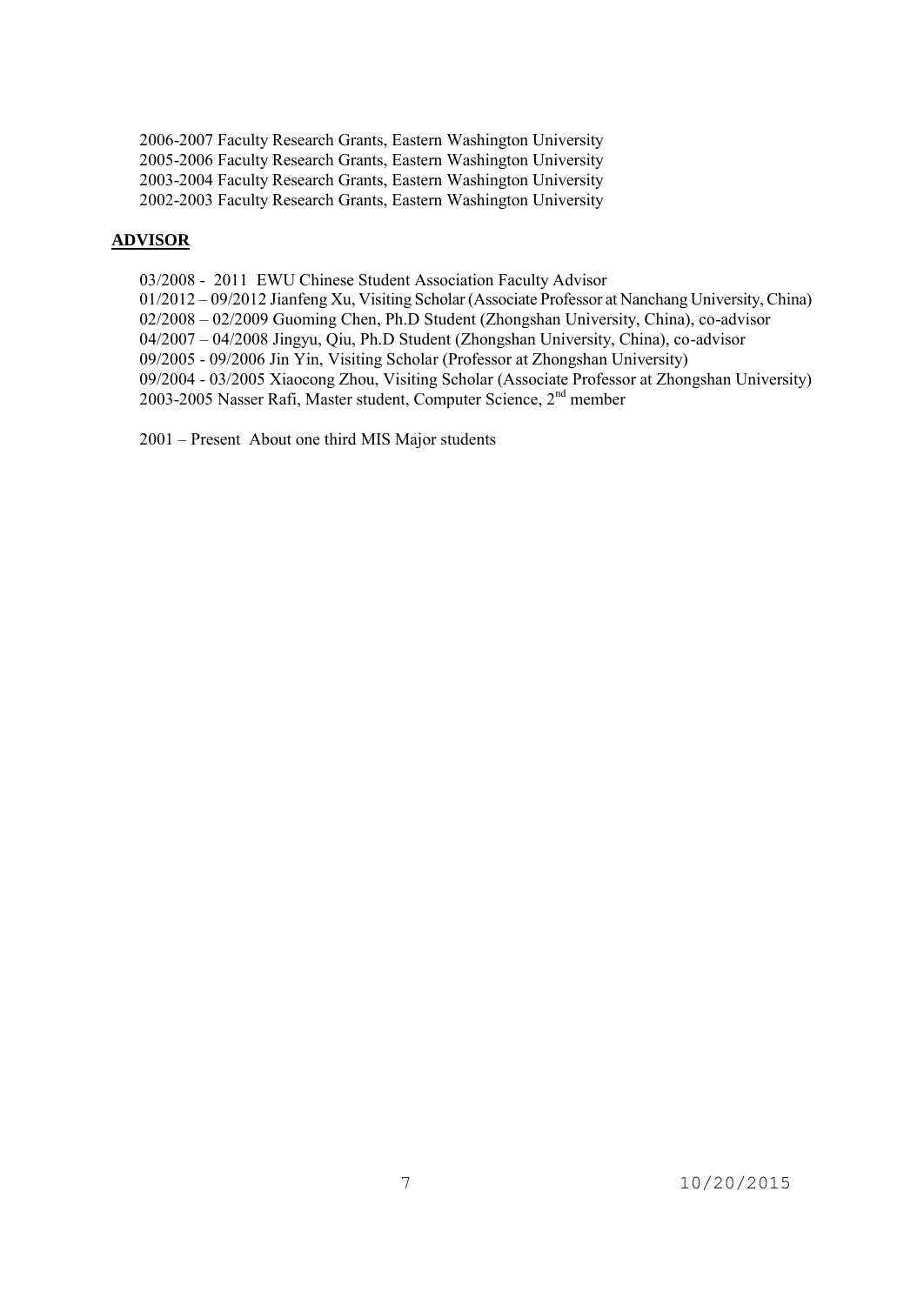2006-2007 Faculty Research Grants, Eastern Washington University
2005-2006 Faculty Research Grants, Eastern Washington University
2003-2004 Faculty Research Grants, Eastern Washington University
2002-2003 Faculty Research Grants, Eastern Washington University

## ADVISOR

03/2008 - 2011 EWU Chinese Student Association Faculty Advisor
01/2012 – 09/2012 Jianfeng Xu, Visiting Scholar (Associate Professor at Nanchang University, China)
02/2008 – 02/2009 Guoming Chen, Ph.D Student (Zhongshan University, China), co-advisor
04/2007 – 04/2008 Jingyu, Qiu, Ph.D Student (Zhongshan University, China), co-advisor
09/2005 - 09/2006 Jin Yin, Visiting Scholar (Professor at Zhongshan University)
09/2004 - 03/2005 Xiaocong Zhou, Visiting Scholar (Associate Professor at Zhongshan University)
2003-2005 Nasser Rafi, Master student, Computer Science, 2nd member

2001 – Present About one third MIS Major students